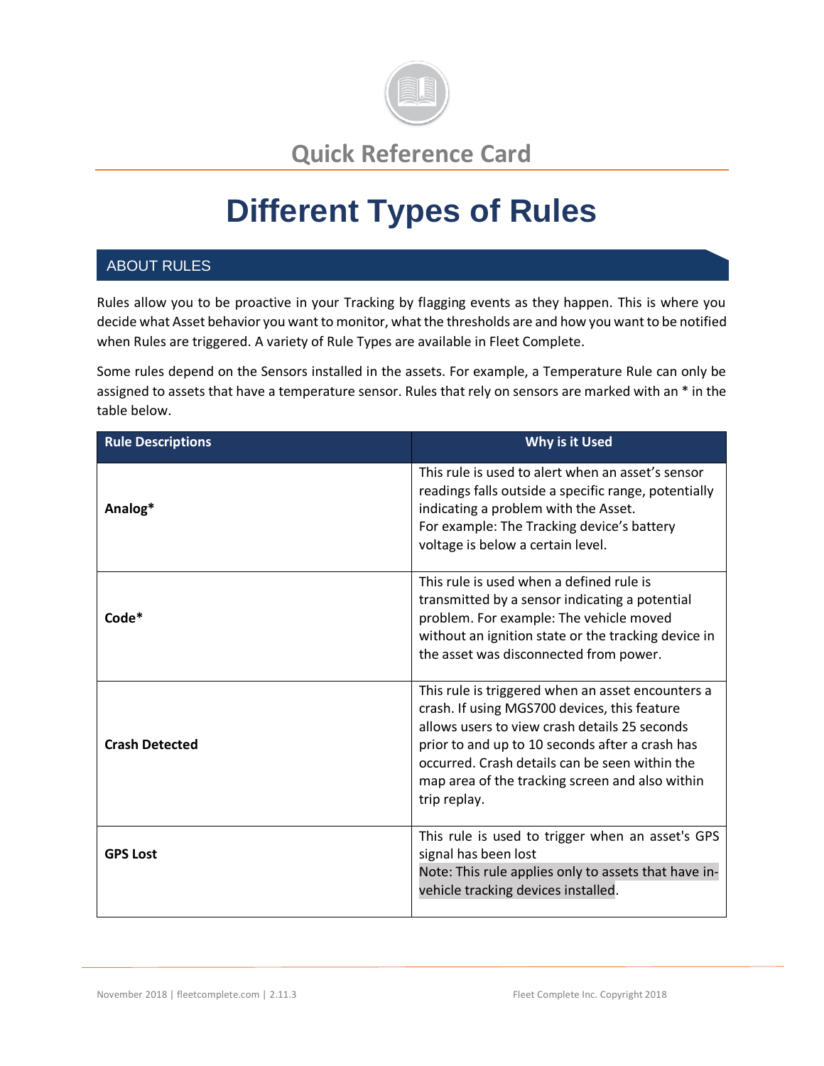Quick Reference Card

# Different Types of Rules

## ABOUT RULES

Rules allow you to be proactive in your Tracking by flagging events as they happen. This is where you decide what Asset behavior you want to monitor, what the thresholds are and how you want to be notified when Rules are triggered. A variety of Rule Types are available in Fleet Complete.

Some rules depend on the Sensors installed in the assets. For example, a Temperature Rule can only be assigned to assets that have a temperature sensor. Rules that rely on sensors are marked with an * in the table below.

| Rule Descriptions | Why is it Used |
| --- | --- |
| **Analog*** | This rule is used to alert when an asset's sensor readings falls outside a specific range, potentially indicating a problem with the Asset.<br>For example: The Tracking device's battery voltage is below a certain level. |
| **Code*** | This rule is used when a defined rule is transmitted by a sensor indicating a potential problem. For example: The vehicle moved without an ignition state or the tracking device in the asset was disconnected from power. |
| **Crash Detected** | This rule is triggered when an asset encounters a crash. If using MGS700 devices, this feature allows users to view crash details 25 seconds prior to and up to 10 seconds after a crash has occurred. Crash details can be seen within the map area of the tracking screen and also within trip replay. |
| **GPS Lost** | This rule is used to trigger when an asset's GPS signal has been lost<br>Note: This rule applies only to assets that have in-vehicle tracking devices installed. |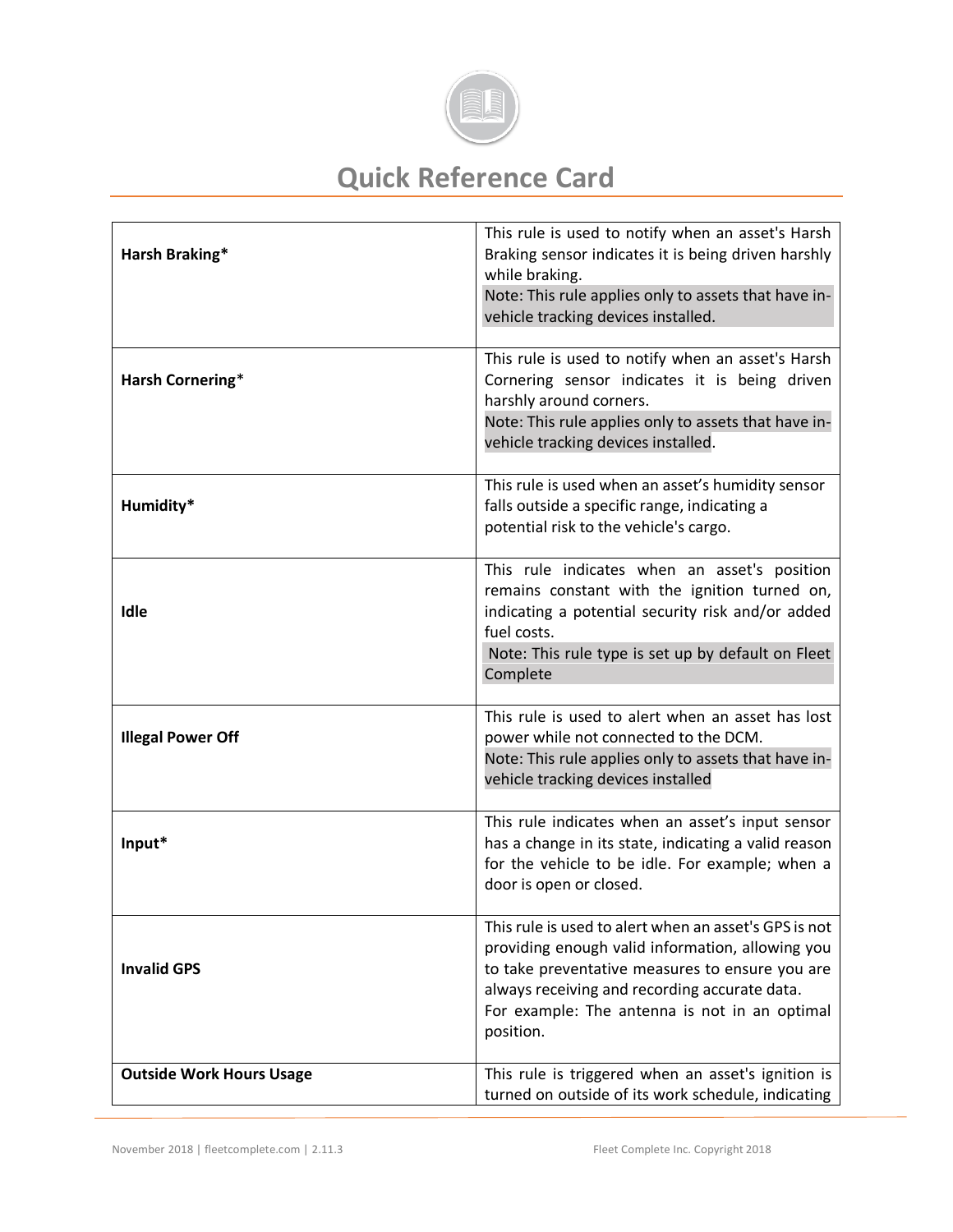# Quick Reference Card

| | |
|---|---|
| **Harsh Braking*** | This rule is used to notify when an asset's Harsh Braking sensor indicates it is being driven harshly while braking.<br>Note: This rule applies only to assets that have in-vehicle tracking devices installed. |
| **Harsh Cornering*** | This rule is used to notify when an asset's Harsh Cornering sensor indicates it is being driven harshly around corners.<br>Note: This rule applies only to assets that have in-vehicle tracking devices installed. |
| **Humidity*** | This rule is used when an asset's humidity sensor falls outside a specific range, indicating a potential risk to the vehicle's cargo. |
| **Idle** | This rule indicates when an asset's position remains constant with the ignition turned on, indicating a potential security risk and/or added fuel costs.<br>Note: This rule type is set up by default on Fleet Complete |
| **Illegal Power Off** | This rule is used to alert when an asset has lost power while not connected to the DCM.<br>Note: This rule applies only to assets that have in-vehicle tracking devices installed |
| **Input*** | This rule indicates when an asset's input sensor has a change in its state, indicating a valid reason for the vehicle to be idle. For example; when a door is open or closed. |
| **Invalid GPS** | This rule is used to alert when an asset's GPS is not providing enough valid information, allowing you to take preventative measures to ensure you are always receiving and recording accurate data.<br>For example: The antenna is not in an optimal position. |
| **Outside Work Hours Usage** | This rule is triggered when an asset's ignition is turned on outside of its work schedule, indicating |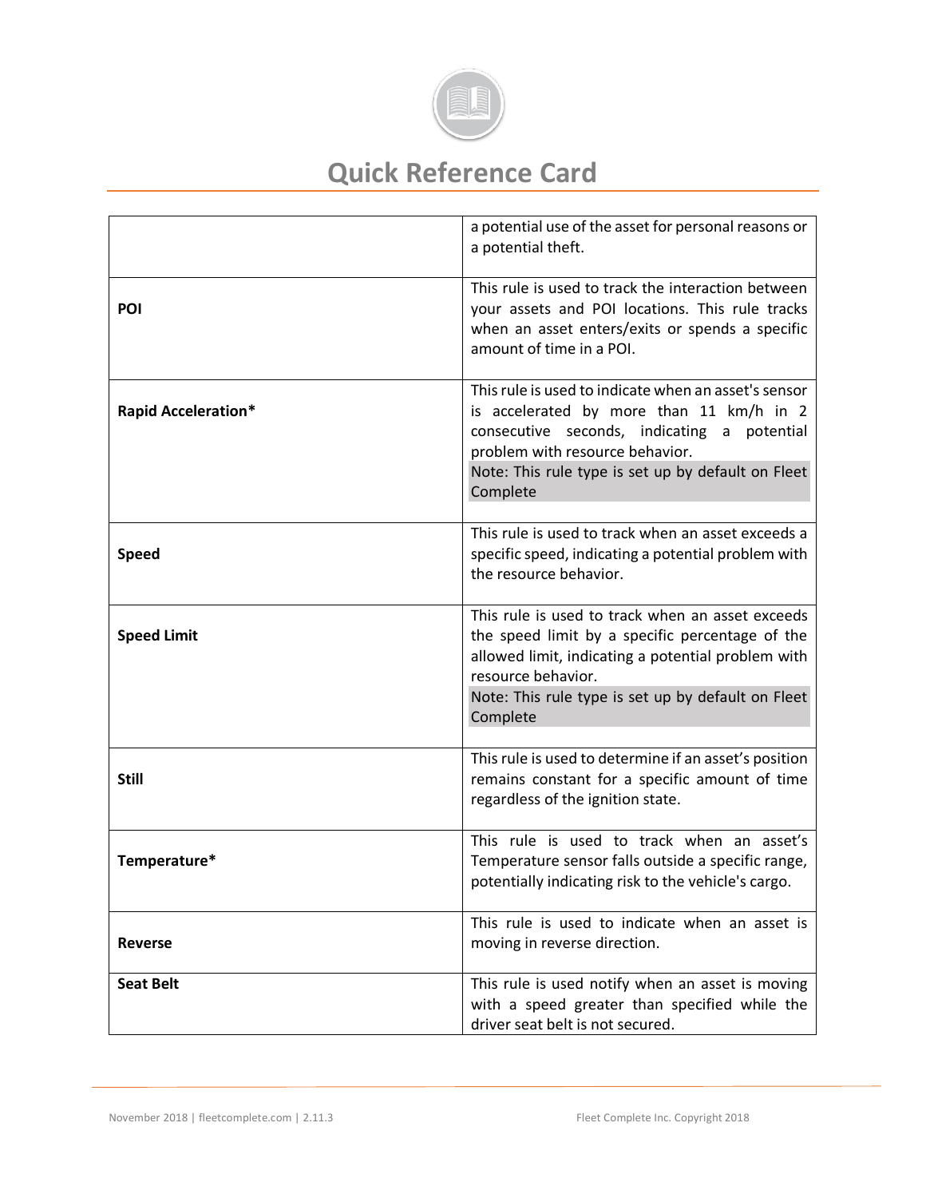| | |
|---|---|
| | a potential use of the asset for personal reasons or a potential theft. |
| **POI** | This rule is used to track the interaction between your assets and POI locations. This rule tracks when an asset enters/exits or spends a specific amount of time in a POI. |
| **Rapid Acceleration*** | This rule is used to indicate when an asset's sensor is accelerated by more than 11 km/h in 2 consecutive seconds, indicating a potential problem with resource behavior.<br>Note: This rule type is set up by default on Fleet Complete |
| **Speed** | This rule is used to track when an asset exceeds a specific speed, indicating a potential problem with the resource behavior. |
| **Speed Limit** | This rule is used to track when an asset exceeds the speed limit by a specific percentage of the allowed limit, indicating a potential problem with resource behavior.<br>Note: This rule type is set up by default on Fleet Complete |
| **Still** | This rule is used to determine if an asset's position remains constant for a specific amount of time regardless of the ignition state. |
| **Temperature*** | This rule is used to track when an asset's Temperature sensor falls outside a specific range, potentially indicating risk to the vehicle's cargo. |
| **Reverse** | This rule is used to indicate when an asset is moving in reverse direction. |
| **Seat Belt** | This rule is used notify when an asset is moving with a speed greater than specified while the driver seat belt is not secured. |